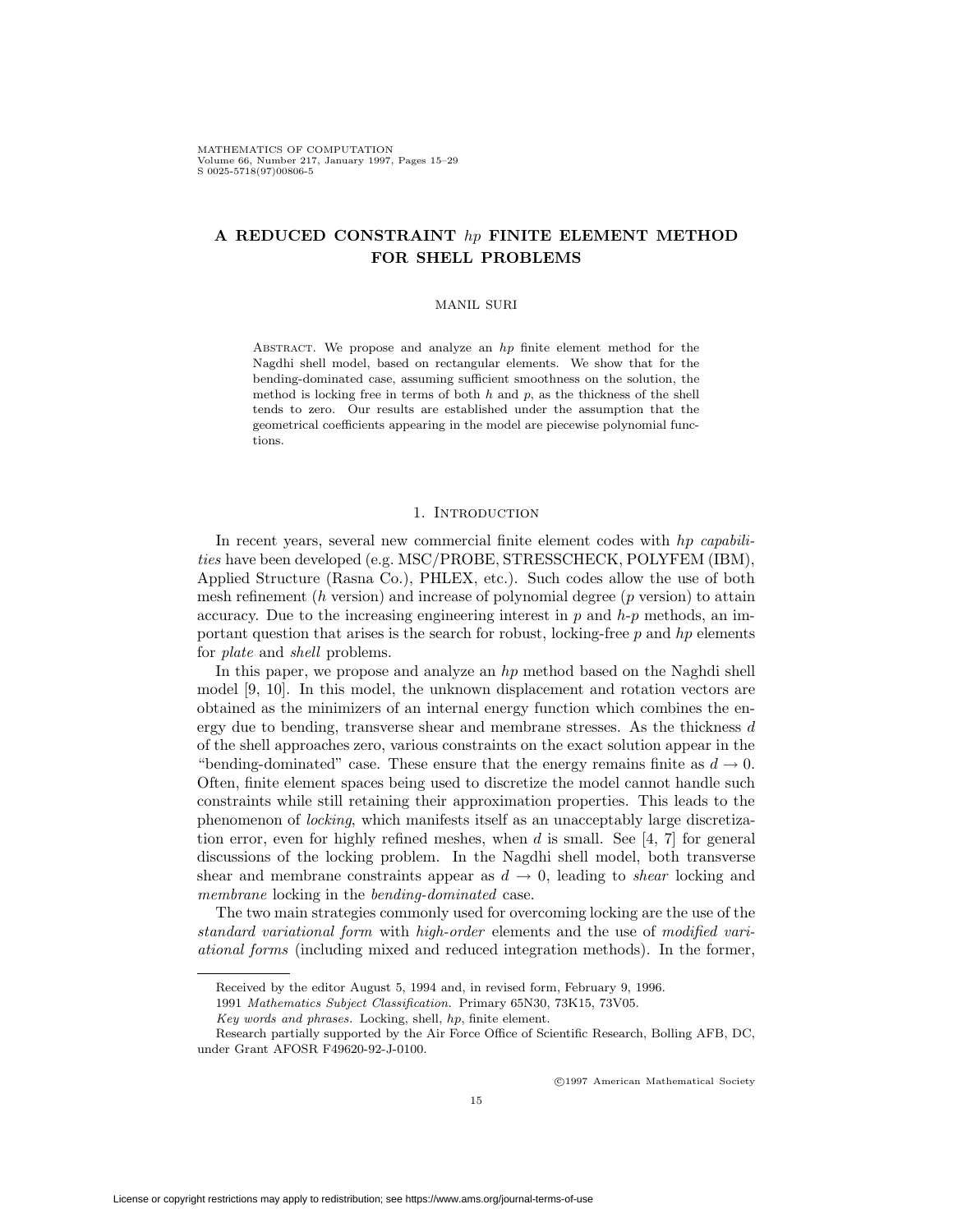# A REDUCED CONSTRAINT $hp$ FINITE ELEMENT METHOD FOR SHELL PROBLEMS

MANIL SURI

Abstract. We propose and analyze an $hp$ finite element method for the Nagdhi shell model, based on rectangular elements. We show that for the bending-dominated case, assuming sufficient smoothness on the solution, the method is locking free in terms of both $h$ and $p$, as the thickness of the shell tends to zero. Our results are established under the assumption that the geometrical coefficients appearing in the model are piecewise polynomial functions.

## 1. Introduction

In recent years, several new commercial finite element codes with *hp capabilities* have been developed (e.g. MSC/PROBE, STRESSCHECK, POLYFEM (IBM), Applied Structure (Rasna Co.), PHLEX, etc.). Such codes allow the use of both mesh refinement ($h$ version) and increase of polynomial degree ($p$ version) to attain accuracy. Due to the increasing engineering interest in $p$ and $h$-$p$ methods, an important question that arises is the search for robust, locking-free $p$ and $hp$ elements for *plate* and *shell* problems.

In this paper, we propose and analyze an $hp$ method based on the Naghdi shell model [9, 10]. In this model, the unknown displacement and rotation vectors are obtained as the minimizers of an internal energy function which combines the energy due to bending, transverse shear and membrane stresses. As the thickness $d$ of the shell approaches zero, various constraints on the exact solution appear in the "bending-dominated" case. These ensure that the energy remains finite as $d \to 0$. Often, finite element spaces being used to discretize the model cannot handle such constraints while still retaining their approximation properties. This leads to the phenomenon of *locking*, which manifests itself as an unacceptably large discretization error, even for highly refined meshes, when $d$ is small. See [4, 7] for general discussions of the locking problem. In the Naghdi shell model, both transverse shear and membrane constraints appear as $d \to 0$, leading to *shear* locking and *membrane* locking in the *bending-dominated* case.

The two main strategies commonly used for overcoming locking are the use of the *standard variational form* with *high-order* elements and the use of *modified variational forms* (including mixed and reduced integration methods). In the former,

---

Received by the editor August 5, 1994 and, in revised form, February 9, 1996.

1991 *Mathematics Subject Classification.* Primary 65N30, 73K15, 73V05.

*Key words and phrases.* Locking, shell, $hp$, finite element.

Research partially supported by the Air Force Office of Scientific Research, Bolling AFB, DC, under Grant AFOSR F49620-92-J-0100.

©1997 American Mathematical Society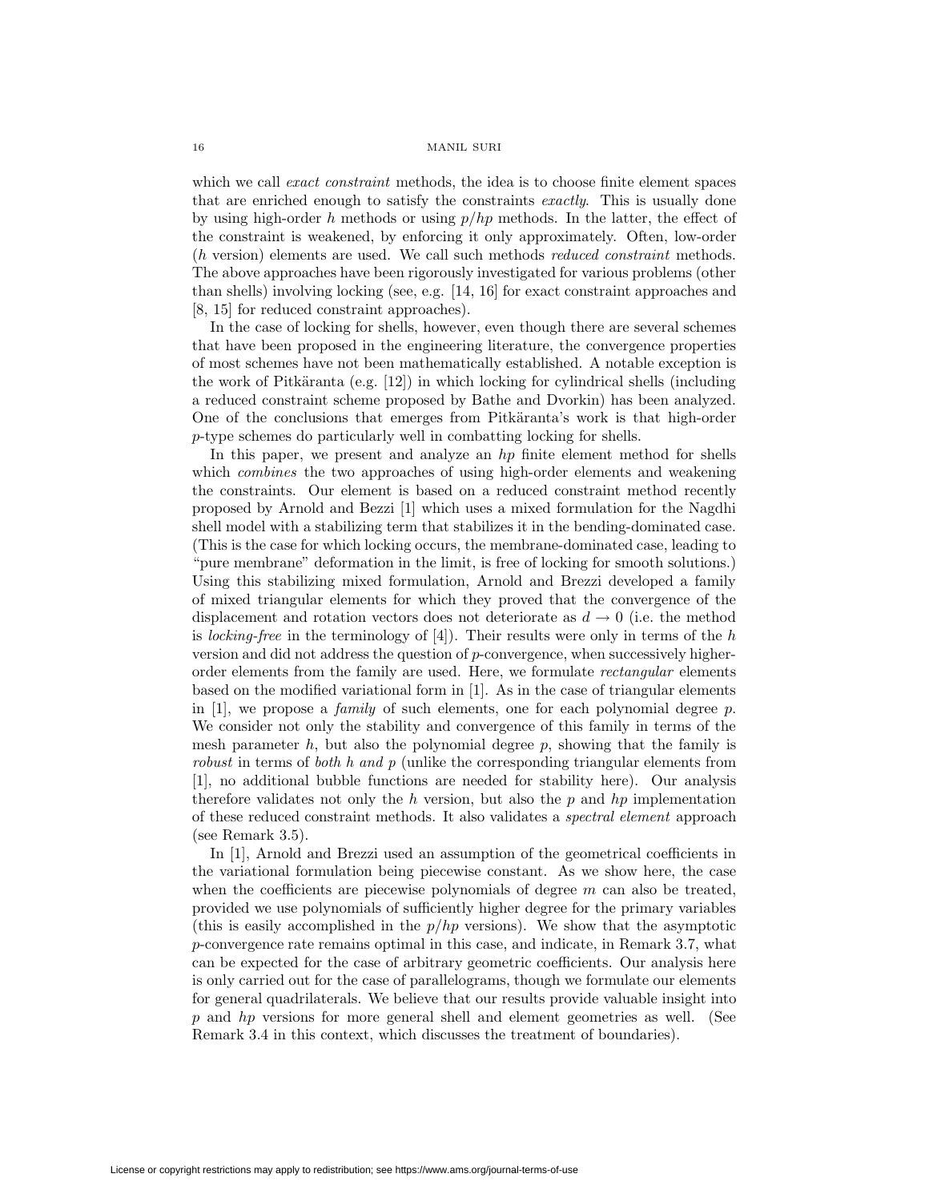which we call *exact constraint* methods, the idea is to choose finite element spaces that are enriched enough to satisfy the constraints *exactly*. This is usually done by using high-order $h$ methods or using $p/hp$ methods. In the latter, the effect of the constraint is weakened, by enforcing it only approximately. Often, low-order ($h$ version) elements are used. We call such methods *reduced constraint* methods. The above approaches have been rigorously investigated for various problems (other than shells) involving locking (see, e.g. [14, 16] for exact constraint approaches and [8, 15] for reduced constraint approaches).

In the case of locking for shells, however, even though there are several schemes that have been proposed in the engineering literature, the convergence properties of most schemes have not been mathematically established. A notable exception is the work of Pitkäranta (e.g. [12]) in which locking for cylindrical shells (including a reduced constraint scheme proposed by Bathe and Dvorkin) has been analyzed. One of the conclusions that emerges from Pitkäranta's work is that high-order $p$-type schemes do particularly well in combatting locking for shells.

In this paper, we present and analyze an $hp$ finite element method for shells which *combines* the two approaches of using high-order elements and weakening the constraints. Our element is based on a reduced constraint method recently proposed by Arnold and Bezzi [1] which uses a mixed formulation for the Nagdhi shell model with a stabilizing term that stabilizes it in the bending-dominated case. (This is the case for which locking occurs, the membrane-dominated case, leading to "pure membrane" deformation in the limit, is free of locking for smooth solutions.) Using this stabilizing mixed formulation, Arnold and Brezzi developed a family of mixed triangular elements for which they proved that the convergence of the displacement and rotation vectors does not deteriorate as $d \to 0$ (i.e. the method is *locking-free* in the terminology of [4]). Their results were only in terms of the $h$ version and did not address the question of $p$-convergence, when successively higher-order elements from the family are used. Here, we formulate *rectangular* elements based on the modified variational form in [1]. As in the case of triangular elements in [1], we propose a *family* of such elements, one for each polynomial degree $p$. We consider not only the stability and convergence of this family in terms of the mesh parameter $h$, but also the polynomial degree $p$, showing that the family is *robust* in terms of *both $h$ and $p$* (unlike the corresponding triangular elements from [1], no additional bubble functions are needed for stability here). Our analysis therefore validates not only the $h$ version, but also the $p$ and $hp$ implementation of these reduced constraint methods. It also validates a *spectral element* approach (see Remark 3.5).

In [1], Arnold and Brezzi used an assumption of the geometrical coefficients in the variational formulation being piecewise constant. As we show here, the case when the coefficients are piecewise polynomials of degree $m$ can also be treated, provided we use polynomials of sufficiently higher degree for the primary variables (this is easily accomplished in the $p/hp$ versions). We show that the asymptotic $p$-convergence rate remains optimal in this case, and indicate, in Remark 3.7, what can be expected for the case of arbitrary geometric coefficients. Our analysis here is only carried out for the case of parallelograms, though we formulate our elements for general quadrilaterals. We believe that our results provide valuable insight into $p$ and $hp$ versions for more general shell and element geometries as well. (See Remark 3.4 in this context, which discusses the treatment of boundaries).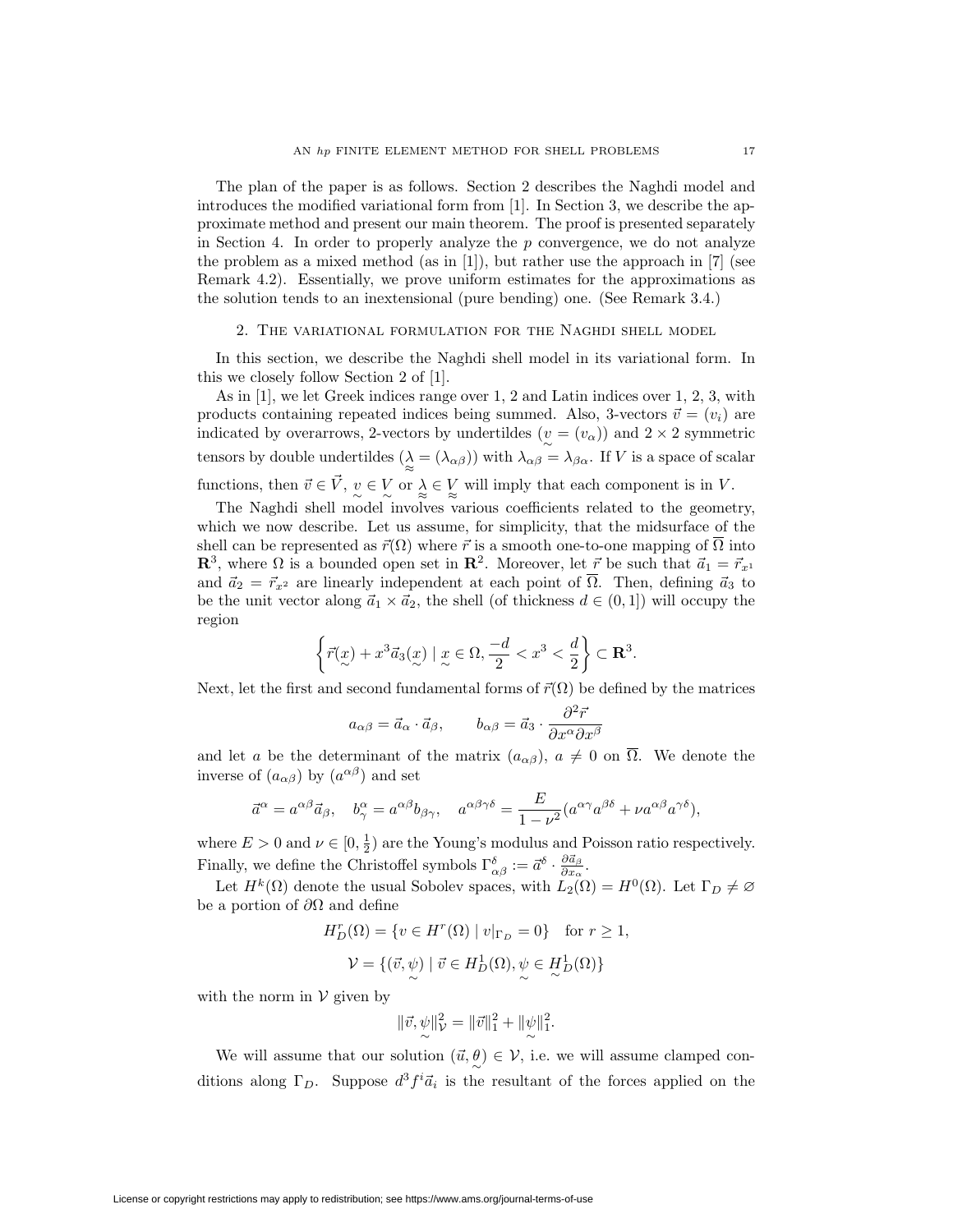The plan of the paper is as follows. Section 2 describes the Naghdi model and introduces the modified variational form from [1]. In Section 3, we describe the approximate method and present our main theorem. The proof is presented separately in Section 4. In order to properly analyze the $p$ convergence, we do not analyze the problem as a mixed method (as in [1]), but rather use the approach in [7] (see Remark 4.2). Essentially, we prove uniform estimates for the approximations as the solution tends to an inextensional (pure bending) one. (See Remark 3.4.)

## 2. The variational formulation for the Naghdi shell model

In this section, we describe the Naghdi shell model in its variational form. In this we closely follow Section 2 of [1].

As in [1], we let Greek indices range over 1, 2 and Latin indices over 1, 2, 3, with products containing repeated indices being summed. Also, 3-vectors $\vec{v} = (v_i)$ are indicated by overarrows, 2-vectors by undertildes ($\underset{\sim}{v} = (v_\alpha)$) and $2 \times 2$ symmetric tensors by double undertildes ($\underset{\approx}{\lambda} = (\lambda_{\alpha\beta})$) with $\lambda_{\alpha\beta} = \lambda_{\beta\alpha}$. If $V$ is a space of scalar functions, then $\vec{v} \in \vec{V}$, $\underset{\sim}{v} \in \underset{\sim}{V}$ or $\underset{\approx}{\lambda} \in \underset{\approx}{V}$ will imply that each component is in $V$.

The Naghdi shell model involves various coefficients related to the geometry, which we now describe. Let us assume, for simplicity, that the midsurface of the shell can be represented as $\vec{r}(\Omega)$ where $\vec{r}$ is a smooth one-to-one mapping of $\overline{\Omega}$ into $\mathbf{R}^3$, where $\Omega$ is a bounded open set in $\mathbf{R}^2$. Moreover, let $\vec{r}$ be such that $\vec{a}_1 = \vec{r}_{x^1}$ and $\vec{a}_2 = \vec{r}_{x^2}$ are linearly independent at each point of $\overline{\Omega}$. Then, defining $\vec{a}_3$ to be the unit vector along $\vec{a}_1 \times \vec{a}_2$, the shell (of thickness $d \in (0, 1]$) will occupy the region

$$\left\{ \vec{r}(\underset{\sim}{x}) + x^3 \vec{a}_3(\underset{\sim}{x}) \mid \underset{\sim}{x} \in \Omega, \frac{-d}{2} < x^3 < \frac{d}{2} \right\} \subset \mathbf{R}^3.$$

Next, let the first and second fundamental forms of $\vec{r}(\Omega)$ be defined by the matrices

$$a_{\alpha\beta} = \vec{a}_\alpha \cdot \vec{a}_\beta, \qquad b_{\alpha\beta} = \vec{a}_3 \cdot \frac{\partial^2 \vec{r}}{\partial x^\alpha \partial x^\beta}$$

and let $a$ be the determinant of the matrix $(a_{\alpha\beta})$, $a \neq 0$ on $\overline{\Omega}$. We denote the inverse of $(a_{\alpha\beta})$ by $(a^{\alpha\beta})$ and set

$$\vec{a}^\alpha = a^{\alpha\beta} \vec{a}_\beta, \quad b^\alpha_\gamma = a^{\alpha\beta} b_{\beta\gamma}, \quad a^{\alpha\beta\gamma\delta} = \frac{E}{1 - \nu^2}(a^{\alpha\gamma}a^{\beta\delta} + \nu a^{\alpha\beta}a^{\gamma\delta}),$$

where $E > 0$ and $\nu \in [0, \frac{1}{2})$ are the Young's modulus and Poisson ratio respectively. Finally, we define the Christoffel symbols $\Gamma^\delta_{\alpha\beta} := \vec{a}^\delta \cdot \frac{\partial \vec{a}_\beta}{\partial x_\alpha}$.

Let $H^k(\Omega)$ denote the usual Sobolev spaces, with $L_2(\Omega) = H^0(\Omega)$. Let $\Gamma_D \neq \varnothing$ be a portion of $\partial\Omega$ and define

$$H^r_D(\Omega) = \{ v \in H^r(\Omega) \mid v|_{\Gamma_D} = 0 \} \quad \text{for } r \geq 1,$$

$$\mathcal{V} = \{ (\vec{v}, \underset{\sim}{\psi}) \mid \vec{v} \in H^1_D(\Omega), \underset{\sim}{\psi} \in \underset{\sim}{H}^1_D(\Omega) \}$$

with the norm in $\mathcal{V}$ given by

$$\|\vec{v}, \underset{\sim}{\psi}\|^2_{\mathcal{V}} = \|\vec{v}\|^2_1 + \|\underset{\sim}{\psi}\|^2_1.$$

We will assume that our solution $(\vec{u}, \underset{\sim}{\theta}) \in \mathcal{V}$, i.e. we will assume clamped conditions along $\Gamma_D$. Suppose $d^3 f^i \vec{a}_i$ is the resultant of the forces applied on the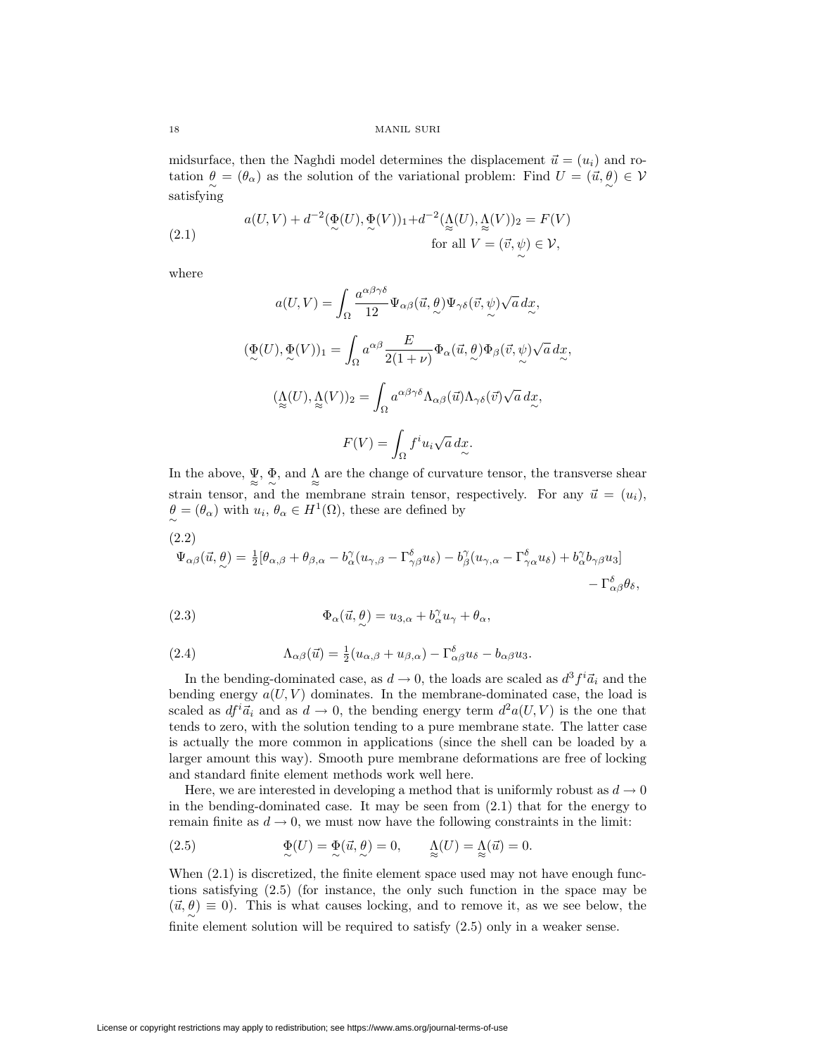midsurface, then the Naghdi model determines the displacement $\vec{u} = (u_i)$ and rotation $\underset{\sim}{\theta} = (\theta_\alpha)$ as the solution of the variational problem: Find $U = (\vec{u}, \underset{\sim}{\theta}) \in \mathcal{V}$ satisfying

$$
a(U,V) + d^{-2}(\underset{\sim}{\Phi}(U), \underset{\sim}{\Phi}(V))_1 + d^{-2}(\underset{\approx}{\Lambda}(U), \underset{\approx}{\Lambda}(V))_2 = F(V) \quad \text{for all } V = (\vec{v}, \underset{\sim}{\psi}) \in \mathcal{V}, \tag{2.1}
$$

where

$$
a(U,V) = \int_\Omega \frac{a^{\alpha\beta\gamma\delta}}{12} \Psi_{\alpha\beta}(\vec{u}, \underset{\sim}{\theta}) \Psi_{\gamma\delta}(\vec{v}, \underset{\sim}{\psi}) \sqrt{a}\, d\underset{\sim}{x},
$$

$$
(\underset{\sim}{\Phi}(U), \underset{\sim}{\Phi}(V))_1 = \int_\Omega a^{\alpha\beta} \frac{E}{2(1+\nu)} \Phi_\alpha(\vec{u}, \underset{\sim}{\theta}) \Phi_\beta(\vec{v}, \underset{\sim}{\psi}) \sqrt{a}\, d\underset{\sim}{x},
$$

$$
(\underset{\approx}{\Lambda}(U), \underset{\approx}{\Lambda}(V))_2 = \int_\Omega a^{\alpha\beta\gamma\delta} \Lambda_{\alpha\beta}(\vec{u}) \Lambda_{\gamma\delta}(\vec{v}) \sqrt{a}\, d\underset{\sim}{x},
$$

$$
F(V) = \int_\Omega f^i u_i \sqrt{a}\, d\underset{\sim}{x}.
$$

In the above, $\underset{\approx}{\Psi}$, $\underset{\sim}{\Phi}$, and $\underset{\approx}{\Lambda}$ are the change of curvature tensor, the transverse shear strain tensor, and the membrane strain tensor, respectively. For any $\vec{u} = (u_i)$, $\underset{\sim}{\theta} = (\theta_\alpha)$ with $u_i, \theta_\alpha \in H^1(\Omega)$, these are defined by

$$
\Psi_{\alpha\beta}(\vec{u}, \underset{\sim}{\theta}) = \tfrac{1}{2}[\theta_{\alpha,\beta} + \theta_{\beta,\alpha} - b^\gamma_\alpha(u_{\gamma,\beta} - \Gamma^\delta_{\gamma\beta} u_\delta) - b^\gamma_\beta(u_{\gamma,\alpha} - \Gamma^\delta_{\gamma\alpha} u_\delta) + b^\gamma_\alpha b_{\gamma\beta} u_3] - \Gamma^\delta_{\alpha\beta}\theta_\delta, \tag{2.2}
$$

$$
\Phi_\alpha(\vec{u}, \underset{\sim}{\theta}) = u_{3,\alpha} + b^\gamma_\alpha u_\gamma + \theta_\alpha, \tag{2.3}
$$

$$
\Lambda_{\alpha\beta}(\vec{u}) = \tfrac{1}{2}(u_{\alpha,\beta} + u_{\beta,\alpha}) - \Gamma^\delta_{\alpha\beta} u_\delta - b_{\alpha\beta} u_3. \tag{2.4}
$$

In the bending-dominated case, as $d \to 0$, the loads are scaled as $d^3 f^i \vec{a}_i$ and the bending energy $a(U,V)$ dominates. In the membrane-dominated case, the load is scaled as $d f^i \vec{a}_i$ and as $d \to 0$, the bending energy term $d^2 a(U,V)$ is the one that tends to zero, with the solution tending to a pure membrane state. The latter case is actually the more common in applications (since the shell can be loaded by a larger amount this way). Smooth pure membrane deformations are free of locking and standard finite element methods work well here.

Here, we are interested in developing a method that is uniformly robust as $d \to 0$ in the bending-dominated case. It may be seen from (2.1) that for the energy to remain finite as $d \to 0$, we must now have the following constraints in the limit:

$$
\underset{\sim}{\Phi}(U) = \underset{\sim}{\Phi}(\vec{u}, \underset{\sim}{\theta}) = 0, \qquad \underset{\approx}{\Lambda}(U) = \underset{\approx}{\Lambda}(\vec{u}) = 0. \tag{2.5}
$$

When (2.1) is discretized, the finite element space used may not have enough functions satisfying (2.5) (for instance, the only such function in the space may be $(\vec{u}, \underset{\sim}{\theta}) \equiv 0$). This is what causes locking, and to remove it, as we see below, the finite element solution will be required to satisfy (2.5) only in a weaker sense.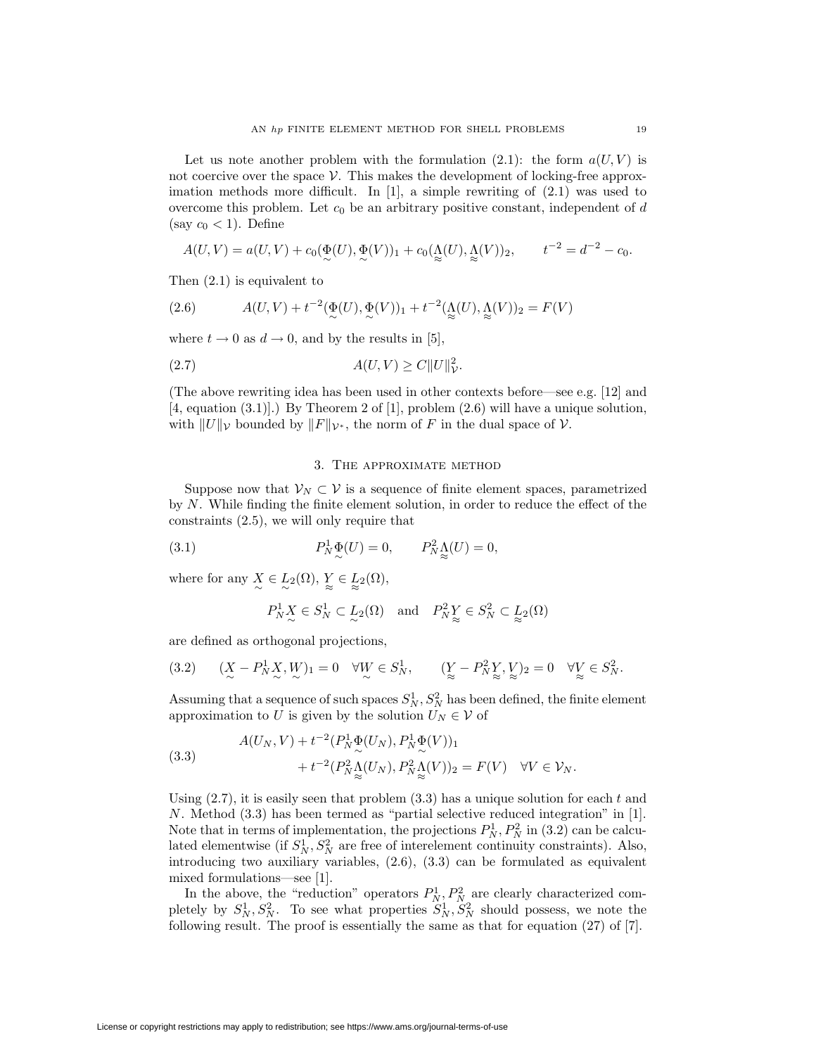Let us note another problem with the formulation (2.1): the form $a(U, V)$ is not coercive over the space $\mathcal{V}$. This makes the development of locking-free approximation methods more difficult. In [1], a simple rewriting of (2.1) was used to overcome this problem. Let $c_0$ be an arbitrary positive constant, independent of $d$ (say $c_0 < 1$). Define

$$A(U, V) = a(U, V) + c_0(\underset{\sim}{\Phi}(U), \underset{\sim}{\Phi}(V))_1 + c_0(\underset{\approx}{\Lambda}(U), \underset{\approx}{\Lambda}(V))_2, \qquad t^{-2} = d^{-2} - c_0.$$

Then (2.1) is equivalent to

$$A(U, V) + t^{-2}(\underset{\sim}{\Phi}(U), \underset{\sim}{\Phi}(V))_1 + t^{-2}(\underset{\approx}{\Lambda}(U), \underset{\approx}{\Lambda}(V))_2 = F(V) \tag{2.6}$$

where $t \to 0$ as $d \to 0$, and by the results in [5],

$$A(U, V) \geq C\|U\|_{\mathcal{V}}^2. \tag{2.7}$$

(The above rewriting idea has been used in other contexts before—see e.g. [12] and [4, equation (3.1)].) By Theorem 2 of [1], problem (2.6) will have a unique solution, with $\|U\|_{\mathcal{V}}$ bounded by $\|F\|_{\mathcal{V}^*}$, the norm of $F$ in the dual space of $\mathcal{V}$.

## 3. The approximate method

Suppose now that $\mathcal{V}_N \subset \mathcal{V}$ is a sequence of finite element spaces, parametrized by $N$. While finding the finite element solution, in order to reduce the effect of the constraints (2.5), we will only require that

$$P_N^1 \underset{\sim}{\Phi}(U) = 0, \qquad P_N^2 \underset{\approx}{\Lambda}(U) = 0, \tag{3.1}$$

where for any $\underset{\sim}{X} \in \underset{\sim}{L}_2(\Omega)$, $\underset{\approx}{Y} \in \underset{\approx}{L}_2(\Omega)$,

$$P_N^1 \underset{\sim}{X} \in S_N^1 \subset \underset{\sim}{L}_2(\Omega) \quad \text{and} \quad P_N^2 \underset{\approx}{Y} \in S_N^2 \subset \underset{\approx}{L}_2(\Omega)$$

are defined as orthogonal projections,

$$(\underset{\sim}{X} - P_N^1 \underset{\sim}{X}, \underset{\sim}{W})_1 = 0 \quad \forall \underset{\sim}{W} \in S_N^1, \qquad (\underset{\approx}{Y} - P_N^2 \underset{\approx}{Y}, \underset{\approx}{V})_2 = 0 \quad \forall \underset{\approx}{V} \in S_N^2. \tag{3.2}$$

Assuming that a sequence of such spaces $S_N^1, S_N^2$ has been defined, the finite element approximation to $U$ is given by the solution $U_N \in \mathcal{V}$ of

$$\begin{aligned} &A(U_N, V) + t^{-2}(P_N^1 \underset{\sim}{\Phi}(U_N), P_N^1 \underset{\sim}{\Phi}(V))_1 \\ &\qquad + t^{-2}(P_N^2 \underset{\approx}{\Lambda}(U_N), P_N^2 \underset{\approx}{\Lambda}(V))_2 = F(V) \quad \forall V \in \mathcal{V}_N. \end{aligned} \tag{3.3}$$

Using (2.7), it is easily seen that problem (3.3) has a unique solution for each $t$ and $N$. Method (3.3) has been termed as "partial selective reduced integration" in [1]. Note that in terms of implementation, the projections $P_N^1, P_N^2$ in (3.2) can be calculated elementwise (if $S_N^1, S_N^2$ are free of interelement continuity constraints). Also, introducing two auxiliary variables, (2.6), (3.3) can be formulated as equivalent mixed formulations—see [1].

In the above, the "reduction" operators $P_N^1, P_N^2$ are clearly characterized completely by $S_N^1, S_N^2$. To see what properties $S_N^1, S_N^2$ should possess, we note the following result. The proof is essentially the same as that for equation (27) of [7].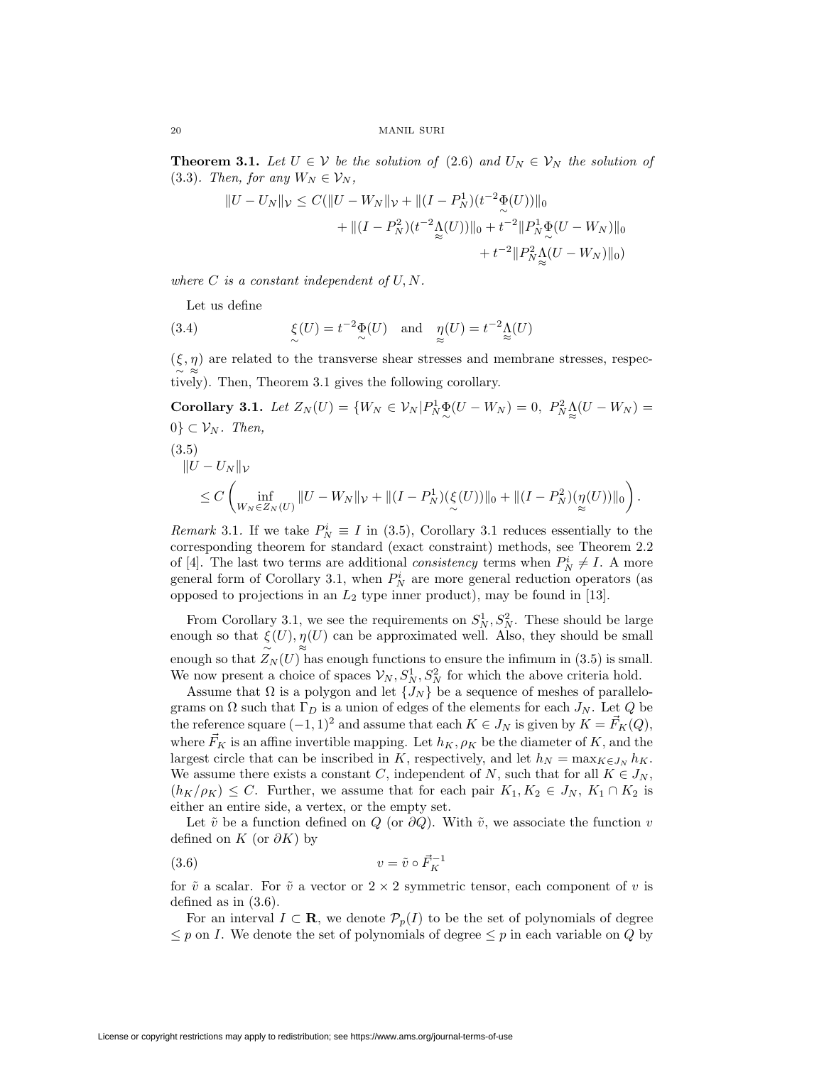**Theorem 3.1.** *Let $U \in \mathcal{V}$ be the solution of* (2.6) *and $U_N \in \mathcal{V}_N$ the solution of* (3.3)*. Then, for any $W_N \in \mathcal{V}_N$,*

$$\begin{aligned}\|U - U_N\|_{\mathcal{V}} \le C(\|U - W_N\|_{\mathcal{V}} &+ \|(I - P_N^1)(t^{-2}\underset{\sim}{\Phi}(U))\|_0 \\ &+ \|(I - P_N^2)(t^{-2}\underset{\approx}{\Lambda}(U))\|_0 + t^{-2}\|P_N^1\underset{\sim}{\Phi}(U - W_N)\|_0 \\ &+ t^{-2}\|P_N^2\underset{\approx}{\Lambda}(U - W_N)\|_0)\end{aligned}$$

*where $C$ is a constant independent of $U, N$.*

Let us define

$$\underset{\sim}{\xi}(U) = t^{-2}\underset{\sim}{\Phi}(U) \quad \text{and} \quad \underset{\approx}{\eta}(U) = t^{-2}\underset{\approx}{\Lambda}(U) \tag{3.4}$$

($\underset{\sim}{\xi}, \underset{\approx}{\eta}$) are related to the transverse shear stresses and membrane stresses, respectively). Then, Theorem 3.1 gives the following corollary.

**Corollary 3.1.** *Let $Z_N(U) = \{W_N \in \mathcal{V}_N | P_N^1\underset{\sim}{\Phi}(U - W_N) = 0,\ P_N^2\underset{\approx}{\Lambda}(U - W_N) = 0\} \subset \mathcal{V}_N$. Then,*

$$\begin{aligned}&\|U - U_N\|_{\mathcal{V}} \\ &\quad \le C\left(\inf_{W_N \in Z_N(U)} \|U - W_N\|_{\mathcal{V}} + \|(I - P_N^1)(\underset{\sim}{\xi}(U))\|_0 + \|(I - P_N^2)(\underset{\approx}{\eta}(U))\|_0\right).\end{aligned} \tag{3.5}$$

*Remark* 3.1. If we take $P_N^i \equiv I$ in (3.5), Corollary 3.1 reduces essentially to the corresponding theorem for standard (exact constraint) methods, see Theorem 2.2 of [4]. The last two terms are additional *consistency* terms when $P_N^i \neq I$. A more general form of Corollary 3.1, when $P_N^i$ are more general reduction operators (as opposed to projections in an $L_2$ type inner product), may be found in [13].

From Corollary 3.1, we see the requirements on $S_N^1, S_N^2$. These should be large enough so that $\underset{\sim}{\xi}(U), \underset{\approx}{\eta}(U)$ can be approximated well. Also, they should be small enough so that $Z_N(U)$ has enough functions to ensure the infimum in (3.5) is small. We now present a choice of spaces $\mathcal{V}_N, S_N^1, S_N^2$ for which the above criteria hold.

Assume that $\Omega$ is a polygon and let $\{J_N\}$ be a sequence of meshes of parallelograms on $\Omega$ such that $\Gamma_D$ is a union of edges of the elements for each $J_N$. Let $Q$ be the reference square $(-1, 1)^2$ and assume that each $K \in J_N$ is given by $K = \vec{F}_K(Q)$, where $\vec{F}_K$ is an affine invertible mapping. Let $h_K, \rho_K$ be the diameter of $K$, and the largest circle that can be inscribed in $K$, respectively, and let $h_N = \max_{K \in J_N} h_K$. We assume there exists a constant $C$, independent of $N$, such that for all $K \in J_N$, $(h_K/\rho_K) \le C$. Further, we assume that for each pair $K_1, K_2 \in J_N$, $K_1 \cap K_2$ is either an entire side, a vertex, or the empty set.

Let $\tilde{v}$ be a function defined on $Q$ (or $\partial Q$). With $\tilde{v}$, we associate the function $v$ defined on $K$ (or $\partial K$) by

$$v = \tilde{v} \circ \vec{F}_K^{-1} \tag{3.6}$$

for $\tilde{v}$ a scalar. For $\tilde{v}$ a vector or $2 \times 2$ symmetric tensor, each component of $v$ is defined as in (3.6).

For an interval $I \subset \mathbf{R}$, we denote $\mathcal{P}_p(I)$ to be the set of polynomials of degree $\le p$ on $I$. We denote the set of polynomials of degree $\le p$ in each variable on $Q$ by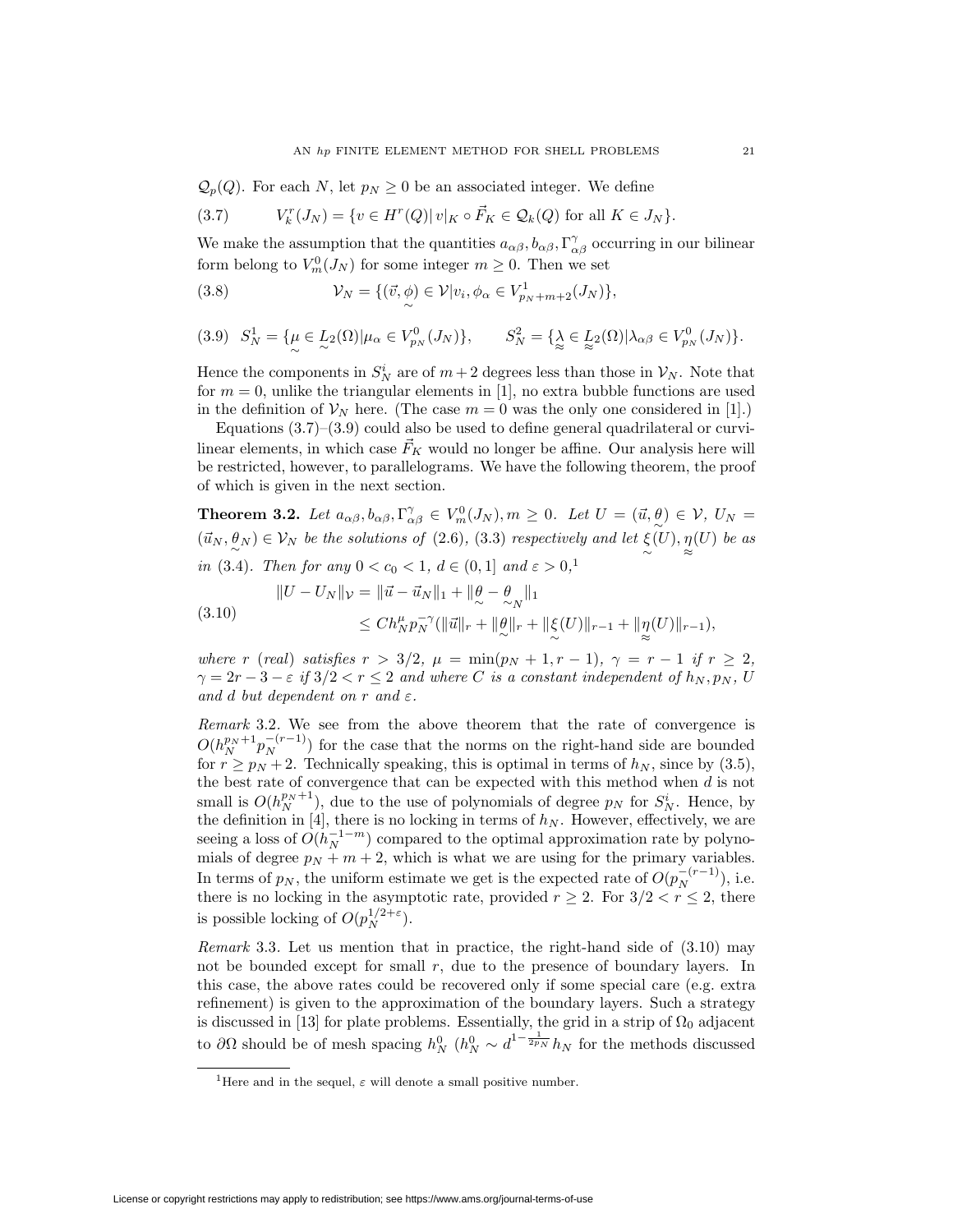$\mathcal{Q}_p(Q)$. For each $N$, let $p_N \geq 0$ be an associated integer. We define

$$V_k^r(J_N) = \{v \in H^r(Q) | \, v|_K \circ \vec{F}_K \in \mathcal{Q}_k(Q) \text{ for all } K \in J_N\}. \tag{3.7}$$

We make the assumption that the quantities $a_{\alpha\beta}, b_{\alpha\beta}, \Gamma^{\gamma}_{\alpha\beta}$ occurring in our bilinear form belong to $V_m^0(J_N)$ for some integer $m \geq 0$. Then we set

$$\mathcal{V}_N = \{(\vec{v}, \underset{\sim}{\phi}) \in \mathcal{V} | v_i, \phi_\alpha \in V^1_{p_N+m+2}(J_N)\}, \tag{3.8}$$

$$S_N^1 = \{\underset{\sim}{\mu} \in \underset{\sim}{L}_2(\Omega) | \mu_\alpha \in V^0_{p_N}(J_N)\}, \qquad S_N^2 = \{\underset{\approx}{\lambda} \in \underset{\approx}{L}_2(\Omega) | \lambda_{\alpha\beta} \in V^0_{p_N}(J_N)\}. \tag{3.9}$$

Hence the components in $S_N^i$ are of $m+2$ degrees less than those in $\mathcal{V}_N$. Note that for $m = 0$, unlike the triangular elements in [1], no extra bubble functions are used in the definition of $\mathcal{V}_N$ here. (The case $m = 0$ was the only one considered in [1].)

Equations (3.7)–(3.9) could also be used to define general quadrilateral or curvilinear elements, in which case $\vec{F}_K$ would no longer be affine. Our analysis here will be restricted, however, to parallelograms. We have the following theorem, the proof of which is given in the next section.

**Theorem 3.2.** *Let $a_{\alpha\beta}, b_{\alpha\beta}, \Gamma^{\gamma}_{\alpha\beta} \in V_m^0(J_N), m \geq 0$. Let $U = (\vec{u}, \underset{\sim}{\theta}) \in \mathcal{V}$, $U_N = (\vec{u}_N, \underset{\sim}{\theta}_N) \in \mathcal{V}_N$ be the solutions of (2.6), (3.3) respectively and let $\underset{\sim}{\xi}(U), \underset{\approx}{\eta}(U)$ be as in (3.4). Then for any $0 < c_0 < 1$, $d \in (0,1]$ and $\varepsilon > 0$,*[1]

$$\begin{aligned}\|U - U_N\|_{\mathcal{V}} &= \|\vec{u} - \vec{u}_N\|_1 + \|\underset{\sim}{\theta} - \underset{\sim}{\theta}_N\|_1 \\ &\leq C h_N^{\mu} p_N^{-\gamma}(\|\vec{u}\|_r + \|\underset{\sim}{\theta}\|_r + \|\underset{\sim}{\xi}(U)\|_{r-1} + \|\underset{\approx}{\eta}(U)\|_{r-1}),\end{aligned} \tag{3.10}$$

*where $r$ (real) satisfies $r > 3/2$, $\mu = \min(p_N + 1, r - 1)$, $\gamma = r - 1$ if $r \geq 2$, $\gamma = 2r - 3 - \varepsilon$ if $3/2 < r \leq 2$ and where $C$ is a constant independent of $h_N, p_N$, $U$ and $d$ but dependent on $r$ and $\varepsilon$.*

*Remark* 3.2. We see from the above theorem that the rate of convergence is $O(h_N^{p_N+1} p_N^{-(r-1)})$ for the case that the norms on the right-hand side are bounded for $r \geq p_N + 2$. Technically speaking, this is optimal in terms of $h_N$, since by (3.5), the best rate of convergence that can be expected with this method when $d$ is not small is $O(h_N^{p_N+1})$, due to the use of polynomials of degree $p_N$ for $S_N^i$. Hence, by the definition in [4], there is no locking in terms of $h_N$. However, effectively, we are seeing a loss of $O(h_N^{-1-m})$ compared to the optimal approximation rate by polynomials of degree $p_N + m + 2$, which is what we are using for the primary variables. In terms of $p_N$, the uniform estimate we get is the expected rate of $O(p_N^{-(r-1)})$, i.e. there is no locking in the asymptotic rate, provided $r \geq 2$. For $3/2 < r \leq 2$, there is possible locking of $O(p_N^{1/2+\varepsilon})$.

*Remark* 3.3. Let us mention that in practice, the right-hand side of (3.10) may not be bounded except for small $r$, due to the presence of boundary layers. In this case, the above rates could be recovered only if some special care (e.g. extra refinement) is given to the approximation of the boundary layers. Such a strategy is discussed in [13] for plate problems. Essentially, the grid in a strip of $\Omega_0$ adjacent to $\partial\Omega$ should be of mesh spacing $h_N^0$ ($h_N^0 \sim d^{1-\frac{1}{2p_N}} h_N$ for the methods discussed

[1] Here and in the sequel, $\varepsilon$ will denote a small positive number.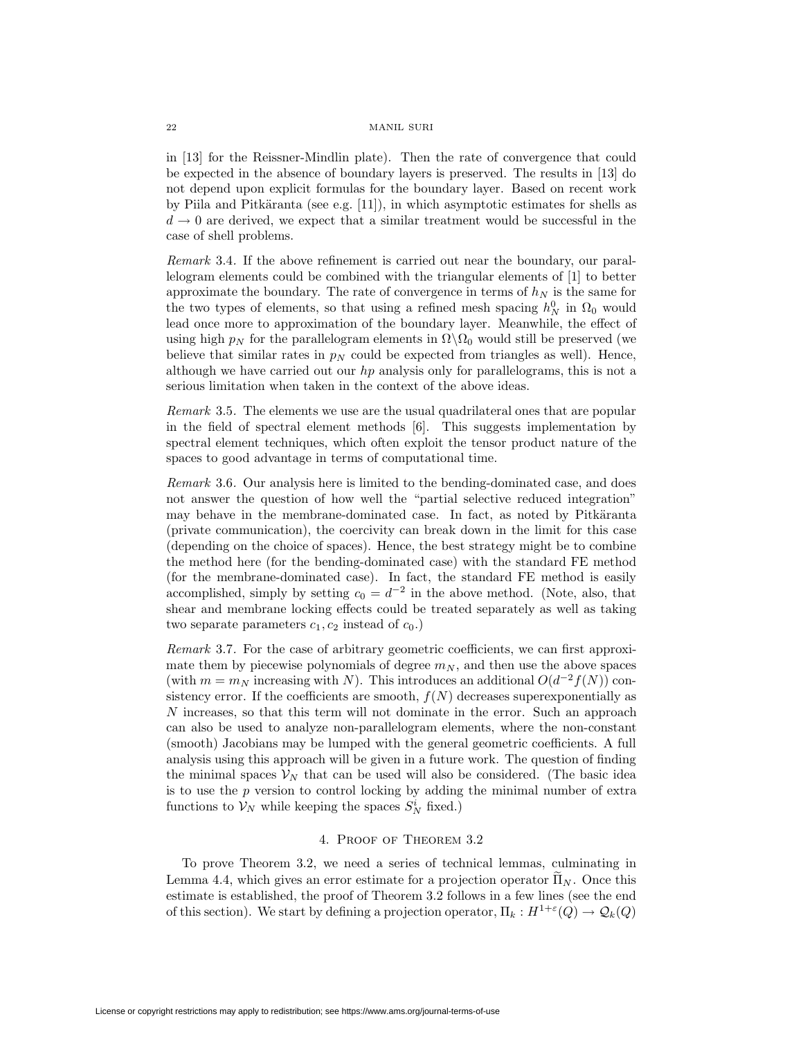in [13] for the Reissner-Mindlin plate). Then the rate of convergence that could be expected in the absence of boundary layers is preserved. The results in [13] do not depend upon explicit formulas for the boundary layer. Based on recent work by Piila and Pitkäranta (see e.g. [11]), in which asymptotic estimates for shells as $d \to 0$ are derived, we expect that a similar treatment would be successful in the case of shell problems.

*Remark* 3.4. If the above refinement is carried out near the boundary, our parallelogram elements could be combined with the triangular elements of [1] to better approximate the boundary. The rate of convergence in terms of $h_N$ is the same for the two types of elements, so that using a refined mesh spacing $h_N^0$ in $\Omega_0$ would lead once more to approximation of the boundary layer. Meanwhile, the effect of using high $p_N$ for the parallelogram elements in $\Omega \backslash \Omega_0$ would still be preserved (we believe that similar rates in $p_N$ could be expected from triangles as well). Hence, although we have carried out our $hp$ analysis only for parallelograms, this is not a serious limitation when taken in the context of the above ideas.

*Remark* 3.5. The elements we use are the usual quadrilateral ones that are popular in the field of spectral element methods [6]. This suggests implementation by spectral element techniques, which often exploit the tensor product nature of the spaces to good advantage in terms of computational time.

*Remark* 3.6. Our analysis here is limited to the bending-dominated case, and does not answer the question of how well the "partial selective reduced integration" may behave in the membrane-dominated case. In fact, as noted by Pitkäranta (private communication), the coercivity can break down in the limit for this case (depending on the choice of spaces). Hence, the best strategy might be to combine the method here (for the bending-dominated case) with the standard FE method (for the membrane-dominated case). In fact, the standard FE method is easily accomplished, simply by setting $c_0 = d^{-2}$ in the above method. (Note, also, that shear and membrane locking effects could be treated separately as well as taking two separate parameters $c_1, c_2$ instead of $c_0$.)

*Remark* 3.7. For the case of arbitrary geometric coefficients, we can first approximate them by piecewise polynomials of degree $m_N$, and then use the above spaces (with $m = m_N$ increasing with $N$). This introduces an additional $O(d^{-2} f(N))$ consistency error. If the coefficients are smooth, $f(N)$ decreases superexponentially as $N$ increases, so that this term will not dominate in the error. Such an approach can also be used to analyze non-parallelogram elements, where the non-constant (smooth) Jacobians may be lumped with the general geometric coefficients. A full analysis using this approach will be given in a future work. The question of finding the minimal spaces $\mathcal{V}_N$ that can be used will also be considered. (The basic idea is to use the $p$ version to control locking by adding the minimal number of extra functions to $\mathcal{V}_N$ while keeping the spaces $S_N^i$ fixed.)

## 4. Proof of Theorem 3.2

To prove Theorem 3.2, we need a series of technical lemmas, culminating in Lemma 4.4, which gives an error estimate for a projection operator $\widetilde{\Pi}_N$. Once this estimate is established, the proof of Theorem 3.2 follows in a few lines (see the end of this section). We start by defining a projection operator, $\Pi_k : H^{1+\varepsilon}(Q) \to \mathcal{Q}_k(Q)$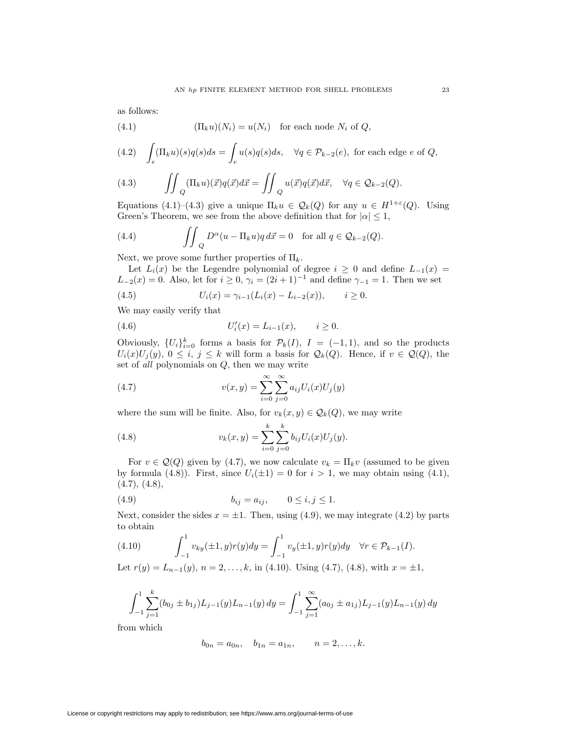as follows:

$$(\Pi_k u)(N_i) = u(N_i) \quad \text{for each node } N_i \text{ of } Q, \tag{4.1}$$

$$\int_e (\Pi_k u)(s) q(s) ds = \int_e u(s) q(s) ds, \quad \forall q \in \mathcal{P}_{k-2}(e), \text{ for each edge } e \text{ of } Q, \tag{4.2}$$

$$\iint_Q (\Pi_k u)(\vec{x}) q(\vec{x}) d\vec{x} = \iint_Q u(\vec{x}) q(\vec{x}) d\vec{x}, \quad \forall q \in \mathcal{Q}_{k-2}(Q). \tag{4.3}$$

Equations (4.1)–(4.3) give a unique $\Pi_k u \in \mathcal{Q}_k(Q)$ for any $u \in H^{1+\varepsilon}(Q)$. Using Green's Theorem, we see from the above definition that for $|\alpha| \leq 1$,

$$\iint_Q D^\alpha (u - \Pi_k u) q \, d\vec{x} = 0 \quad \text{for all } q \in \mathcal{Q}_{k-2}(Q). \tag{4.4}$$

Next, we prove some further properties of $\Pi_k$.

Let $L_i(x)$ be the Legendre polynomial of degree $i \geq 0$ and define $L_{-1}(x) = L_{-2}(x) = 0$. Also, let for $i \geq 0$, $\gamma_i = (2i+1)^{-1}$ and define $\gamma_{-1} = 1$. Then we set

$$U_i(x) = \gamma_{i-1}(L_i(x) - L_{i-2}(x)), \qquad i \geq 0. \tag{4.5}$$

We may easily verify that

$$U_i'(x) = L_{i-1}(x), \qquad i \geq 0. \tag{4.6}$$

Obviously, $\{U_i\}_{i=0}^k$ forms a basis for $\mathcal{P}_k(I)$, $I = (-1, 1)$, and so the products $U_i(x)U_j(y)$, $0 \leq i, j \leq k$ will form a basis for $\mathcal{Q}_k(Q)$. Hence, if $v \in \mathcal{Q}(Q)$, the set of *all* polynomials on $Q$, then we may write

$$v(x, y) = \sum_{i=0}^{\infty} \sum_{j=0}^{\infty} a_{ij} U_i(x) U_j(y) \tag{4.7}$$

where the sum will be finite. Also, for $v_k(x, y) \in \mathcal{Q}_k(Q)$, we may write

$$v_k(x, y) = \sum_{i=0}^{k} \sum_{j=0}^{k} b_{ij} U_i(x) U_j(y). \tag{4.8}$$

For $v \in \mathcal{Q}(Q)$ given by (4.7), we now calculate $v_k = \Pi_k v$ (assumed to be given by formula (4.8)). First, since $U_i(\pm 1) = 0$ for $i > 1$, we may obtain using (4.1), (4.7), (4.8),

$$b_{ij} = a_{ij}, \qquad 0 \leq i, j \leq 1. \tag{4.9}$$

Next, consider the sides $x = \pm 1$. Then, using (4.9), we may integrate (4.2) by parts to obtain

$$\int_{-1}^{1} v_{ky}(\pm 1, y) r(y) dy = \int_{-1}^{1} v_y(\pm 1, y) r(y) dy \quad \forall r \in \mathcal{P}_{k-1}(I). \tag{4.10}$$

Let $r(y) = L_{n-1}(y)$, $n = 2, \ldots, k$, in (4.10). Using (4.7), (4.8), with $x = \pm 1$,

$$\int_{-1}^{1} \sum_{j=1}^{k} (b_{0j} \pm b_{1j}) L_{j-1}(y) L_{n-1}(y) \, dy = \int_{-1}^{1} \sum_{j=1}^{\infty} (a_{0j} \pm a_{1j}) L_{j-1}(y) L_{n-1}(y) \, dy$$

from which

$$b_{0n} = a_{0n}, \quad b_{1n} = a_{1n}, \qquad n = 2, \ldots, k.$$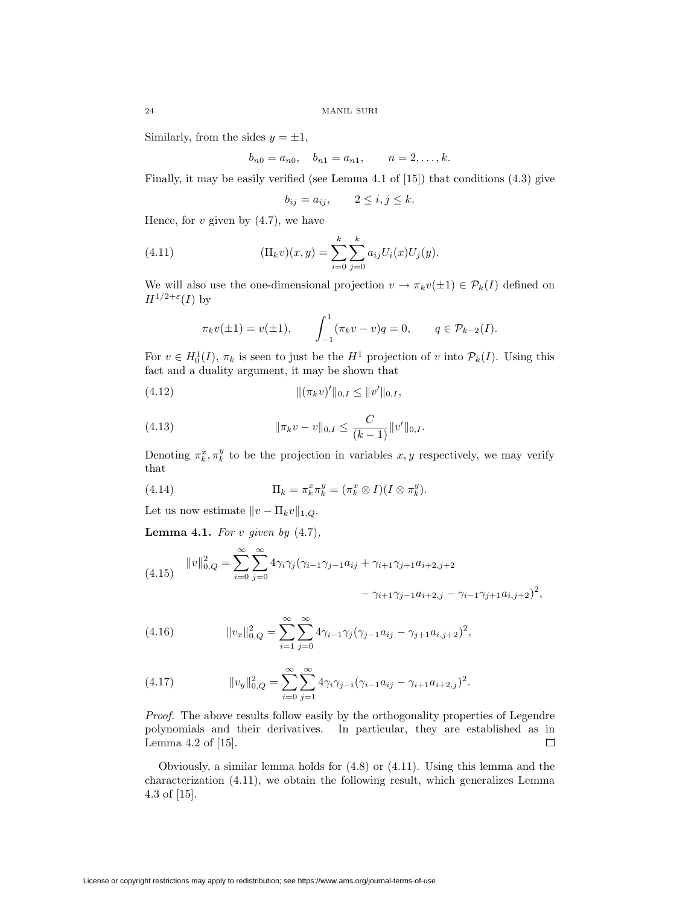Similarly, from the sides $y = \pm 1$,

$$b_{n0} = a_{n0}, \quad b_{n1} = a_{n1}, \qquad n = 2, \dots, k.$$

Finally, it may be easily verified (see Lemma 4.1 of [15]) that conditions (4.3) give

$$b_{ij} = a_{ij}, \qquad 2 \le i, j \le k.$$

Hence, for $v$ given by (4.7), we have

$$(\Pi_k v)(x, y) = \sum_{i=0}^{k} \sum_{j=0}^{k} a_{ij} U_i(x) U_j(y). \tag{4.11}$$

We will also use the one-dimensional projection $v \to \pi_k v(\pm 1) \in \mathcal{P}_k(I)$ defined on $H^{1/2+\varepsilon}(I)$ by

$$\pi_k v(\pm 1) = v(\pm 1), \qquad \int_{-1}^{1} (\pi_k v - v) q = 0, \qquad q \in \mathcal{P}_{k-2}(I).$$

For $v \in H_0^1(I)$, $\pi_k$ is seen to just be the $H^1$ projection of $v$ into $\mathcal{P}_k(I)$. Using this fact and a duality argument, it may be shown that

$$\|(\pi_k v)'\|_{0,I} \le \|v'\|_{0,I}, \tag{4.12}$$

$$\|\pi_k v - v\|_{0,I} \le \frac{C}{(k-1)} \|v'\|_{0,I}. \tag{4.13}$$

Denoting $\pi_k^x, \pi_k^y$ to be the projection in variables $x, y$ respectively, we may verify that

$$\Pi_k = \pi_k^x \pi_k^y = (\pi_k^x \otimes I)(I \otimes \pi_k^y). \tag{4.14}$$

Let us now estimate $\|v - \Pi_k v\|_{1,Q}$.

**Lemma 4.1.** *For $v$ given by* (4.7),

$$\|v\|_{0,Q}^2 = \sum_{i=0}^{\infty} \sum_{j=0}^{\infty} 4\gamma_i \gamma_j (\gamma_{i-1}\gamma_{j-1} a_{ij} + \gamma_{i+1}\gamma_{j+1} a_{i+2,j+2} - \gamma_{i+1}\gamma_{j-1} a_{i+2,j} - \gamma_{i-1}\gamma_{j+1} a_{i,j+2})^2, \tag{4.15}$$

$$\|v_x\|_{0,Q}^2 = \sum_{i=1}^{\infty} \sum_{j=0}^{\infty} 4\gamma_{i-1}\gamma_j (\gamma_{j-1} a_{ij} - \gamma_{j+1} a_{i,j+2})^2, \tag{4.16}$$

$$\|v_y\|_{0,Q}^2 = \sum_{i=0}^{\infty} \sum_{j=1}^{\infty} 4\gamma_i \gamma_{j-i} (\gamma_{i-1} a_{ij} - \gamma_{i+1} a_{i+2,j})^2. \tag{4.17}$$

*Proof.* The above results follow easily by the orthogonality properties of Legendre polynomials and their derivatives. In particular, they are established as in Lemma 4.2 of [15]. $\square$

Obviously, a similar lemma holds for (4.8) or (4.11). Using this lemma and the characterization (4.11), we obtain the following result, which generalizes Lemma 4.3 of [15].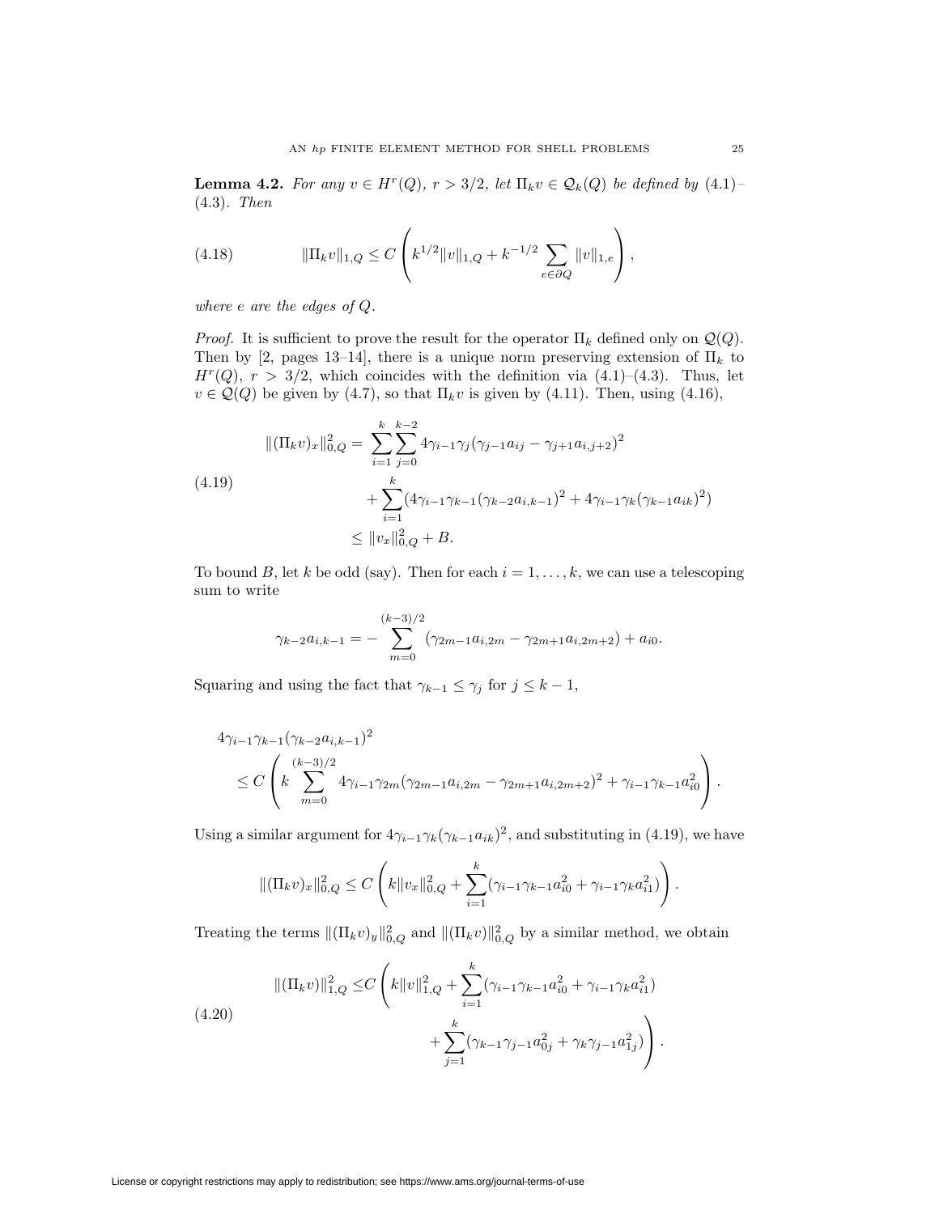**Lemma 4.2.** *For any $v \in H^r(Q)$, $r > 3/2$, let $\Pi_k v \in \mathcal{Q}_k(Q)$ be defined by (4.1)–(4.3). Then*

$$\|\Pi_k v\|_{1,Q} \leq C\left(k^{1/2}\|v\|_{1,Q} + k^{-1/2}\sum_{e\in\partial Q}\|v\|_{1,e}\right), \tag{4.18}$$

*where $e$ are the edges of $Q$.*

*Proof.* It is sufficient to prove the result for the operator $\Pi_k$ defined only on $\mathcal{Q}(Q)$. Then by [2, pages 13–14], there is a unique norm preserving extension of $\Pi_k$ to $H^r(Q)$, $r > 3/2$, which coincides with the definition via (4.1)–(4.3). Thus, let $v \in \mathcal{Q}(Q)$ be given by (4.7), so that $\Pi_k v$ is given by (4.11). Then, using (4.16),

$$\begin{aligned}
\|(\Pi_k v)_x\|_{0,Q}^2 = &\sum_{i=1}^{k}\sum_{j=0}^{k-2} 4\gamma_{i-1}\gamma_j(\gamma_{j-1}a_{ij} - \gamma_{j+1}a_{i,j+2})^2 \\
&+ \sum_{i=1}^{k}(4\gamma_{i-1}\gamma_{k-1}(\gamma_{k-2}a_{i,k-1})^2 + 4\gamma_{i-1}\gamma_k(\gamma_{k-1}a_{ik})^2) \\
\leq &\|v_x\|_{0,Q}^2 + B.
\end{aligned} \tag{4.19}$$

To bound $B$, let $k$ be odd (say). Then for each $i = 1, \ldots, k$, we can use a telescoping sum to write

$$\gamma_{k-2}a_{i,k-1} = -\sum_{m=0}^{(k-3)/2}(\gamma_{2m-1}a_{i,2m} - \gamma_{2m+1}a_{i,2m+2}) + a_{i0}.$$

Squaring and using the fact that $\gamma_{k-1} \leq \gamma_j$ for $j \leq k-1$,

$$\begin{aligned}
&4\gamma_{i-1}\gamma_{k-1}(\gamma_{k-2}a_{i,k-1})^2 \\
&\quad\leq C\left(k\sum_{m=0}^{(k-3)/2} 4\gamma_{i-1}\gamma_{2m}(\gamma_{2m-1}a_{i,2m} - \gamma_{2m+1}a_{i,2m+2})^2 + \gamma_{i-1}\gamma_{k-1}a_{i0}^2\right).
\end{aligned}$$

Using a similar argument for $4\gamma_{i-1}\gamma_k(\gamma_{k-1}a_{ik})^2$, and substituting in (4.19), we have

$$\|(\Pi_k v)_x\|_{0,Q}^2 \leq C\left(k\|v_x\|_{0,Q}^2 + \sum_{i=1}^{k}(\gamma_{i-1}\gamma_{k-1}a_{i0}^2 + \gamma_{i-1}\gamma_k a_{i1}^2)\right).$$

Treating the terms $\|(\Pi_k v)_y\|_{0,Q}^2$ and $\|(\Pi_k v)\|_{0,Q}^2$ by a similar method, we obtain

$$\begin{aligned}
\|(\Pi_k v)\|_{1,Q}^2 \leq C\Bigg(&k\|v\|_{1,Q}^2 + \sum_{i=1}^{k}(\gamma_{i-1}\gamma_{k-1}a_{i0}^2 + \gamma_{i-1}\gamma_k a_{i1}^2) \\
&+ \sum_{j=1}^{k}(\gamma_{k-1}\gamma_{j-1}a_{0j}^2 + \gamma_k\gamma_{j-1}a_{1j}^2)\Bigg).
\end{aligned} \tag{4.20}$$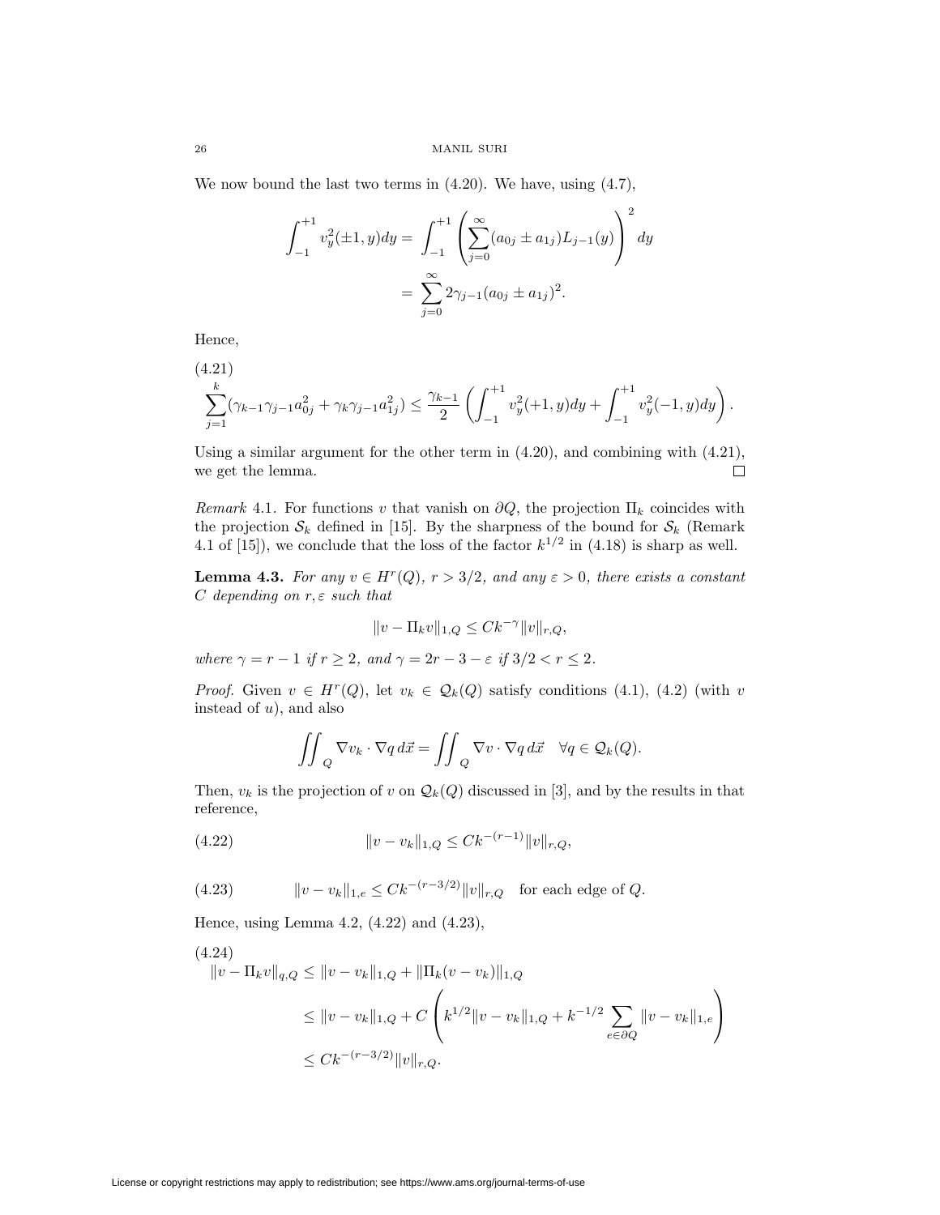We now bound the last two terms in (4.20). We have, using (4.7),

$$
\begin{aligned}
\int_{-1}^{+1} v_y^2(\pm 1, y)dy &= \int_{-1}^{+1} \left( \sum_{j=0}^{\infty} (a_{0j} \pm a_{1j}) L_{j-1}(y) \right)^2 dy \\
&= \sum_{j=0}^{\infty} 2\gamma_{j-1}(a_{0j} \pm a_{1j})^2.
\end{aligned}
$$

Hence,

$$
\sum_{j=1}^{k} (\gamma_{k-1}\gamma_{j-1}a_{0j}^2 + \gamma_k \gamma_{j-1} a_{1j}^2) \leq \frac{\gamma_{k-1}}{2} \left( \int_{-1}^{+1} v_y^2(+1, y)dy + \int_{-1}^{+1} v_y^2(-1, y)dy \right). \tag{4.21}
$$

Using a similar argument for the other term in (4.20), and combining with (4.21), we get the lemma. □

*Remark* 4.1. For functions $v$ that vanish on $\partial Q$, the projection $\Pi_k$ coincides with the projection $\mathcal{S}_k$ defined in [15]. By the sharpness of the bound for $\mathcal{S}_k$ (Remark 4.1 of [15]), we conclude that the loss of the factor $k^{1/2}$ in (4.18) is sharp as well.

**Lemma 4.3.** *For any $v \in H^r(Q)$, $r > 3/2$, and any $\varepsilon > 0$, there exists a constant $C$ depending on $r, \varepsilon$ such that*

$$
\|v - \Pi_k v\|_{1,Q} \leq C k^{-\gamma} \|v\|_{r,Q},
$$

*where $\gamma = r - 1$ if $r \geq 2$, and $\gamma = 2r - 3 - \varepsilon$ if $3/2 < r \leq 2$.*

*Proof.* Given $v \in H^r(Q)$, let $v_k \in \mathcal{Q}_k(Q)$ satisfy conditions (4.1), (4.2) (with $v$ instead of $u$), and also

$$
\iint_Q \nabla v_k \cdot \nabla q \, d\vec{x} = \iint_Q \nabla v \cdot \nabla q \, d\vec{x} \quad \forall q \in \mathcal{Q}_k(Q).
$$

Then, $v_k$ is the projection of $v$ on $\mathcal{Q}_k(Q)$ discussed in [3], and by the results in that reference,

$$
\|v - v_k\|_{1,Q} \leq C k^{-(r-1)} \|v\|_{r,Q}, \tag{4.22}
$$

$$
\|v - v_k\|_{1,e} \leq C k^{-(r-3/2)} \|v\|_{r,Q} \quad \text{for each edge of } Q. \tag{4.23}
$$

Hence, using Lemma 4.2, (4.22) and (4.23),

$$
\begin{aligned}
\|v - \Pi_k v\|_{q,Q} &\leq \|v - v_k\|_{1,Q} + \|\Pi_k(v - v_k)\|_{1,Q} \\
&\leq \|v - v_k\|_{1,Q} + C \left( k^{1/2} \|v - v_k\|_{1,Q} + k^{-1/2} \sum_{e \in \partial Q} \|v - v_k\|_{1,e} \right) \\
&\leq C k^{-(r-3/2)} \|v\|_{r,Q}.
\end{aligned} \tag{4.24}
$$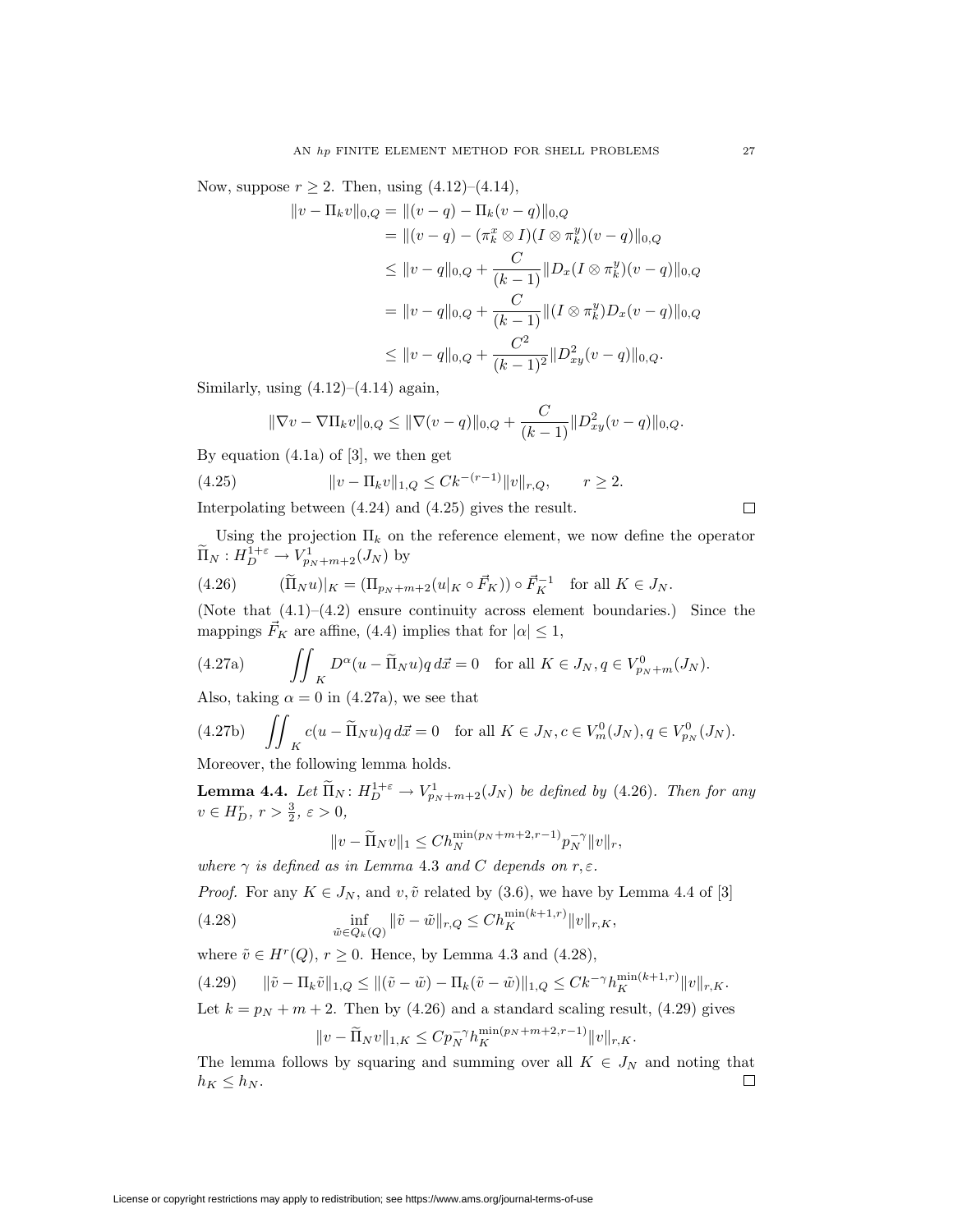Now, suppose $r \geq 2$. Then, using (4.12)–(4.14),

$$
\begin{aligned}
\|v - \Pi_k v\|_{0,Q} &= \|(v-q) - \Pi_k(v-q)\|_{0,Q} \\
&= \|(v-q) - (\pi_k^x \otimes I)(I \otimes \pi_k^y)(v-q)\|_{0,Q} \\
&\leq \|v-q\|_{0,Q} + \frac{C}{(k-1)} \|D_x (I \otimes \pi_k^y)(v-q)\|_{0,Q} \\
&= \|v-q\|_{0,Q} + \frac{C}{(k-1)} \|(I \otimes \pi_k^y) D_x (v-q)\|_{0,Q} \\
&\leq \|v-q\|_{0,Q} + \frac{C^2}{(k-1)^2} \|D_{xy}^2 (v-q)\|_{0,Q}.
\end{aligned}
$$

Similarly, using (4.12)–(4.14) again,

$$
\|\nabla v - \nabla \Pi_k v\|_{0,Q} \leq \|\nabla(v-q)\|_{0,Q} + \frac{C}{(k-1)} \|D_{xy}^2 (v-q)\|_{0,Q}.
$$

By equation (4.1a) of [3], we then get

$$
\|v - \Pi_k v\|_{1,Q} \leq C k^{-(r-1)} \|v\|_{r,Q}, \qquad r \geq 2. \tag{4.25}
$$

Interpolating between (4.24) and (4.25) gives the result. $\square$

Using the projection $\Pi_k$ on the reference element, we now define the operator $\widetilde{\Pi}_N : H_D^{1+\varepsilon} \to V^1_{p_N+m+2}(J_N)$ by

$$
(\widetilde{\Pi}_N u)|_K = (\Pi_{p_N+m+2}(u|_K \circ \vec{F}_K)) \circ \vec{F}_K^{-1} \quad \text{for all } K \in J_N. \tag{4.26}
$$

(Note that (4.1)–(4.2) ensure continuity across element boundaries.) Since the mappings $\vec{F}_K$ are affine, (4.4) implies that for $|\alpha| \leq 1$,

$$
\iint_K D^\alpha (u - \widetilde{\Pi}_N u) q \, d\vec{x} = 0 \quad \text{for all } K \in J_N, q \in V^0_{p_N+m}(J_N). \tag{4.27a}
$$

Also, taking $\alpha = 0$ in (4.27a), we see that

$$
\iint_K c(u - \widetilde{\Pi}_N u) q \, d\vec{x} = 0 \quad \text{for all } K \in J_N, c \in V^0_m(J_N), q \in V^0_{p_N}(J_N). \tag{4.27b}
$$

Moreover, the following lemma holds.

**Lemma 4.4.** *Let $\widetilde{\Pi}_N : H_D^{1+\varepsilon} \to V^1_{p_N+m+2}(J_N)$ be defined by (4.26). Then for any $v \in H_D^r$, $r > \frac{3}{2}$, $\varepsilon > 0$,*

$$
\|v - \widetilde{\Pi}_N v\|_1 \leq C h_N^{\min(p_N+m+2, r-1)} p_N^{-\gamma} \|v\|_r,
$$

*where $\gamma$ is defined as in Lemma 4.3 and $C$ depends on $r, \varepsilon$.*

*Proof.* For any $K \in J_N$, and $v, \tilde{v}$ related by (3.6), we have by Lemma 4.4 of [3]

$$
\inf_{\tilde{w} \in Q_k(Q)} \|\tilde{v} - \tilde{w}\|_{r,Q} \leq C h_K^{\min(k+1, r)} \|v\|_{r,K}, \tag{4.28}
$$

where $\tilde{v} \in H^r(Q)$, $r \geq 0$. Hence, by Lemma 4.3 and (4.28),

$$
\|\tilde{v} - \Pi_k \tilde{v}\|_{1,Q} \leq \|(\tilde{v} - \tilde{w}) - \Pi_k(\tilde{v} - \tilde{w})\|_{1,Q} \leq C k^{-\gamma} h_K^{\min(k+1, r)} \|v\|_{r,K}. \tag{4.29}
$$

Let $k = p_N + m + 2$. Then by (4.26) and a standard scaling result, (4.29) gives

$$
\|v - \widetilde{\Pi}_N v\|_{1,K} \leq C p_N^{-\gamma} h_K^{\min(p_N+m+2, r-1)} \|v\|_{r,K}.
$$

The lemma follows by squaring and summing over all $K \in J_N$ and noting that $h_K \leq h_N$. $\square$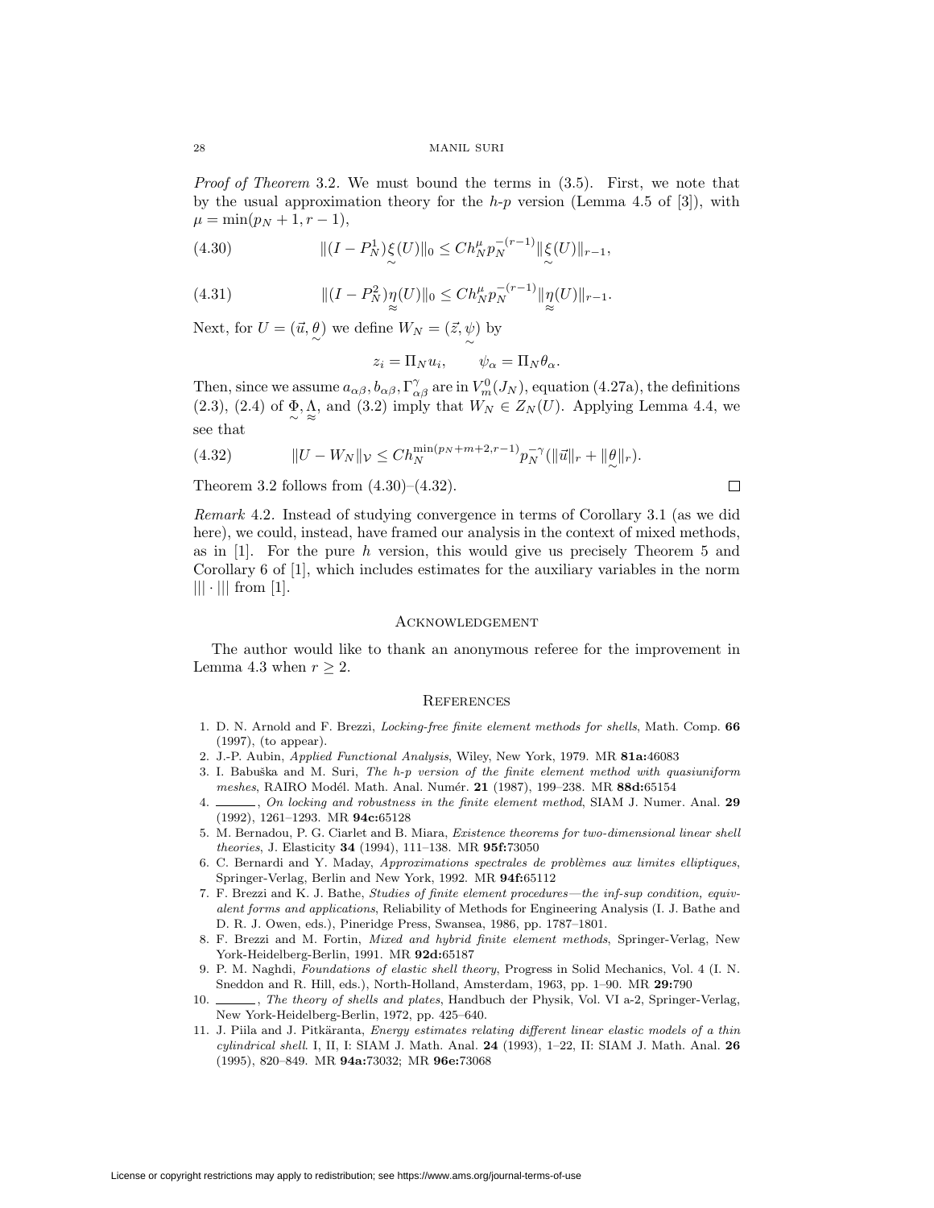*Proof of Theorem* 3.2. We must bound the terms in (3.5). First, we note that by the usual approximation theory for the *h-p* version (Lemma 4.5 of [3]), with $\mu = \min(p_N + 1, r - 1)$,

$$\|(I - P_N^1)\underset{\sim}{\xi}(U)\|_0 \le C h_N^{\mu} p_N^{-(r-1)} \|\underset{\sim}{\xi}(U)\|_{r-1}, \tag{4.30}$$

$$\|(I - P_N^2)\underset{\approx}{\eta}(U)\|_0 \le C h_N^{\mu} p_N^{-(r-1)} \|\underset{\approx}{\eta}(U)\|_{r-1}. \tag{4.31}$$

Next, for $U = (\vec{u}, \underset{\sim}{\theta})$ we define $W_N = (\vec{z}, \underset{\sim}{\psi})$ by

$$z_i = \Pi_N u_i, \qquad \psi_\alpha = \Pi_N \theta_\alpha.$$

Then, since we assume $a_{\alpha\beta}, b_{\alpha\beta}, \Gamma^{\gamma}_{\alpha\beta}$ are in $V^0_m(J_N)$, equation (4.27a), the definitions (2.3), (2.4) of $\underset{\sim}{\Phi}, \underset{\approx}{\Lambda}$, and (3.2) imply that $W_N \in Z_N(U)$. Applying Lemma 4.4, we see that

$$\|U - W_N\|_{\mathcal{V}} \le C h_N^{\min(p_N+m+2, r-1)} p_N^{-\gamma} (\|\vec{u}\|_r + \|\underset{\sim}{\theta}\|_r). \tag{4.32}$$

Theorem 3.2 follows from (4.30)–(4.32). $\square$

*Remark* 4.2. Instead of studying convergence in terms of Corollary 3.1 (as we did here), we could, instead, have framed our analysis in the context of mixed methods, as in [1]. For the pure $h$ version, this would give us precisely Theorem 5 and Corollary 6 of [1], which includes estimates for the auxiliary variables in the norm $|||\cdot|||$ from [1].

## Acknowledgement

The author would like to thank an anonymous referee for the improvement in Lemma 4.3 when $r \ge 2$.

## References

1. D. N. Arnold and F. Brezzi, *Locking-free finite element methods for shells*, Math. Comp. **66** (1997), (to appear).
2. J.-P. Aubin, *Applied Functional Analysis*, Wiley, New York, 1979. MR **81a:**46083
3. I. Babuška and M. Suri, *The h-p version of the finite element method with quasiuniform meshes*, RAIRO Modél. Math. Anal. Numér. **21** (1987), 199–238. MR **88d:**65154
4. ______, *On locking and robustness in the finite element method*, SIAM J. Numer. Anal. **29** (1992), 1261–1293. MR **94c:**65128
5. M. Bernadou, P. G. Ciarlet and B. Miara, *Existence theorems for two-dimensional linear shell theories*, J. Elasticity **34** (1994), 111–138. MR **95f:**73050
6. C. Bernardi and Y. Maday, *Approximations spectrales de problèmes aux limites elliptiques*, Springer-Verlag, Berlin and New York, 1992. MR **94f:**65112
7. F. Brezzi and K. J. Bathe, *Studies of finite element procedures—the inf-sup condition, equivalent forms and applications*, Reliability of Methods for Engineering Analysis (I. J. Bathe and D. R. J. Owen, eds.), Pineridge Press, Swansea, 1986, pp. 1787–1801.
8. F. Brezzi and M. Fortin, *Mixed and hybrid finite element methods*, Springer-Verlag, New York-Heidelberg-Berlin, 1991. MR **92d:**65187
9. P. M. Naghdi, *Foundations of elastic shell theory*, Progress in Solid Mechanics, Vol. 4 (I. N. Sneddon and R. Hill, eds.), North-Holland, Amsterdam, 1963, pp. 1–90. MR **29:**790
10. ______, *The theory of shells and plates*, Handbuch der Physik, Vol. VI a-2, Springer-Verlag, New York-Heidelberg-Berlin, 1972, pp. 425–640.
11. J. Piila and J. Pitkäranta, *Energy estimates relating different linear elastic models of a thin cylindrical shell*. I, II, I: SIAM J. Math. Anal. **24** (1993), 1–22, II: SIAM J. Math. Anal. **26** (1995), 820–849. MR **94a:**73032; MR **96e:**73068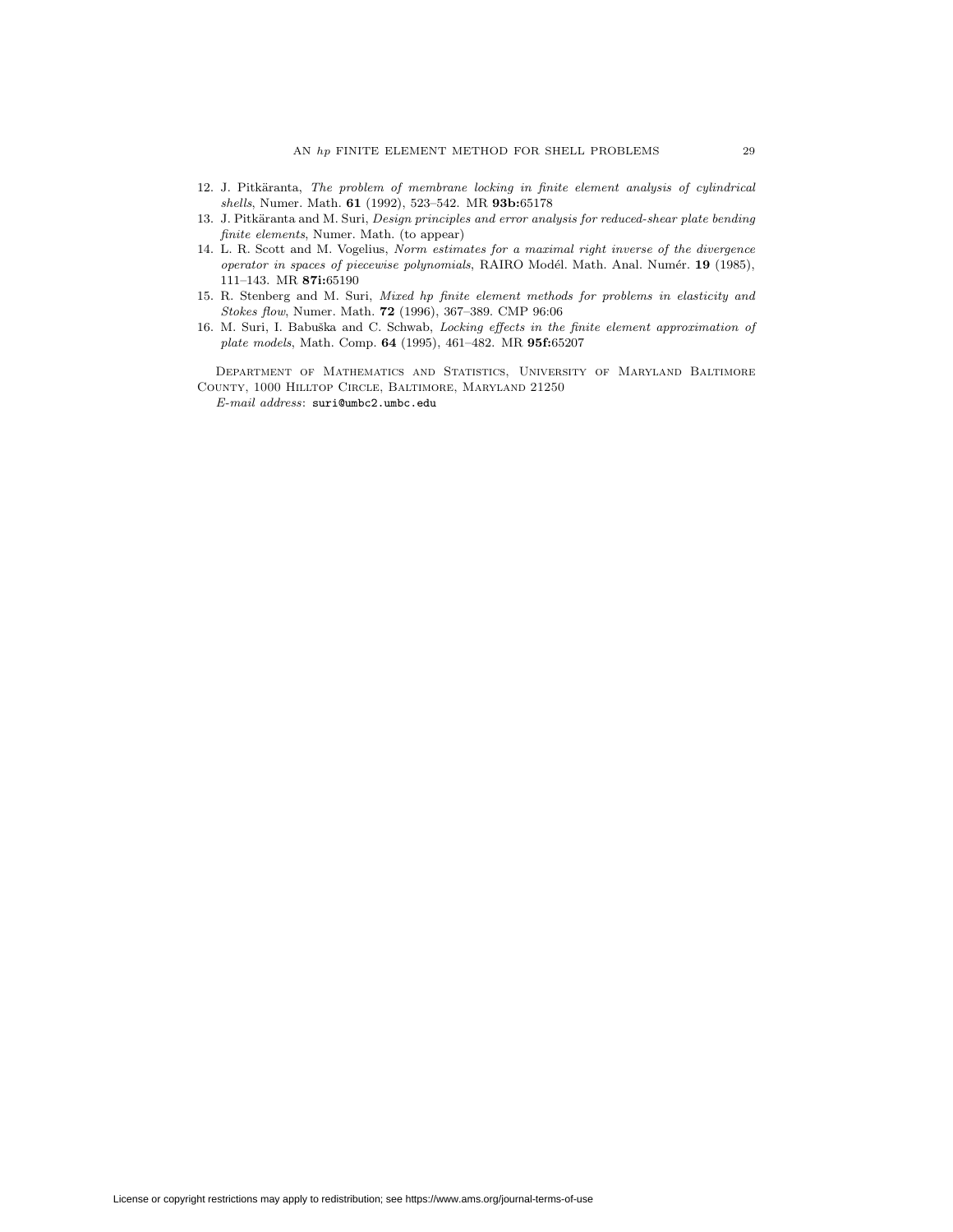12. J. Pitkäranta, *The problem of membrane locking in finite element analysis of cylindrical shells*, Numer. Math. **61** (1992), 523–542. MR **93b:**65178
13. J. Pitkäranta and M. Suri, *Design principles and error analysis for reduced-shear plate bending finite elements*, Numer. Math. (to appear)
14. L. R. Scott and M. Vogelius, *Norm estimates for a maximal right inverse of the divergence operator in spaces of piecewise polynomials*, RAIRO Modél. Math. Anal. Numér. **19** (1985), 111–143. MR **87i:**65190
15. R. Stenberg and M. Suri, *Mixed hp finite element methods for problems in elasticity and Stokes flow*, Numer. Math. **72** (1996), 367–389. CMP 96:06
16. M. Suri, I. Babuška and C. Schwab, *Locking effects in the finite element approximation of plate models*, Math. Comp. **64** (1995), 461–482. MR **95f:**65207

Department of Mathematics and Statistics, University of Maryland Baltimore County, 1000 Hilltop Circle, Baltimore, Maryland 21250

*E-mail address*: suri@umbc2.umbc.edu

License or copyright restrictions may apply to redistribution; see https://www.ams.org/journal-terms-of-use